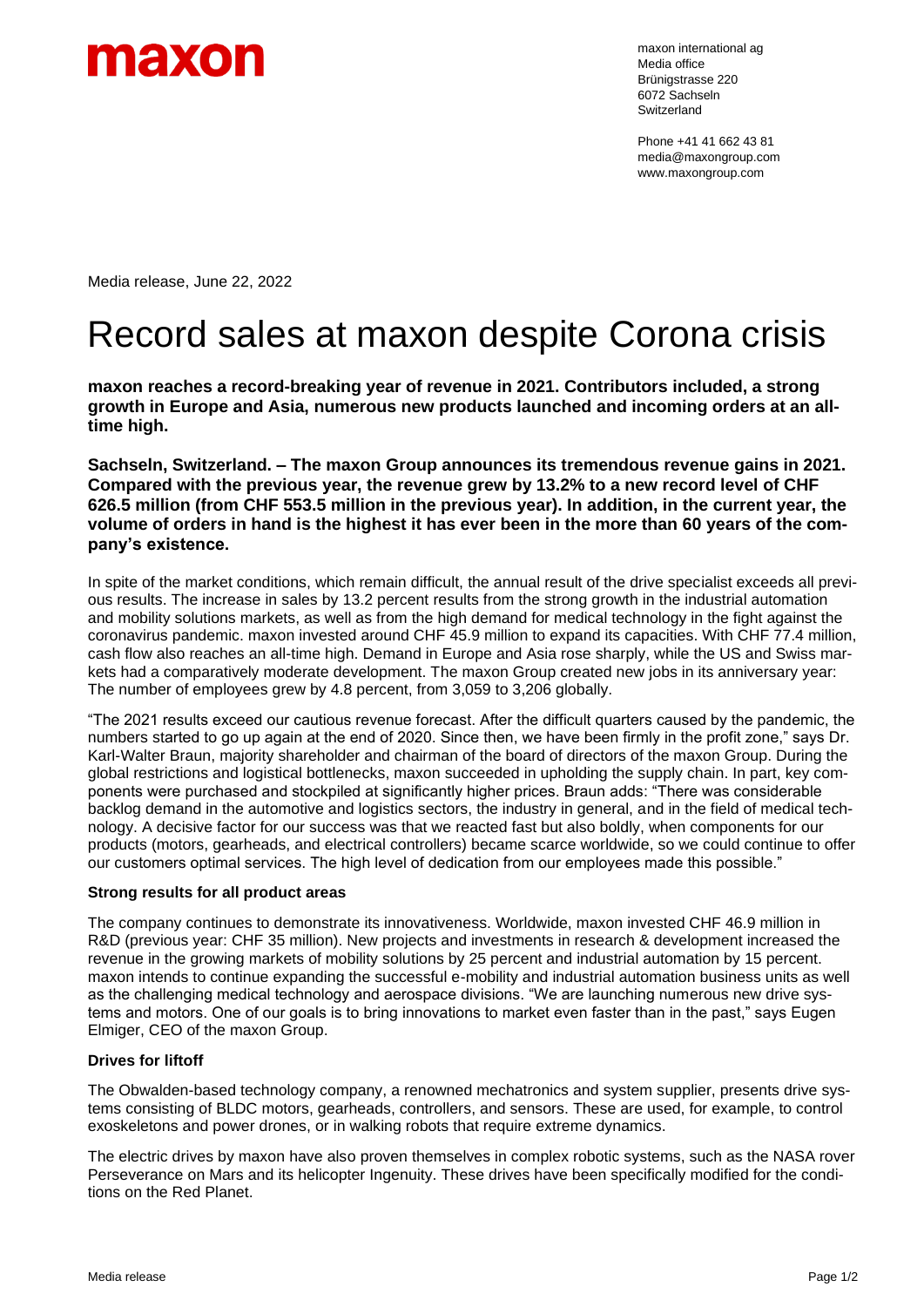maxon

maxon international ag
Media office
Brünigstrasse 220
6072 Sachseln
Switzerland

Phone +41 41 662 43 81
media@maxongroup.com
www.maxongroup.com

Media release, June 22, 2022

# Record sales at maxon despite Corona crisis

**maxon reaches a record-breaking year of revenue in 2021. Contributors included, a strong growth in Europe and Asia, numerous new products launched and incoming orders at an all-time high.**

**Sachseln, Switzerland. – The maxon Group announces its tremendous revenue gains in 2021. Compared with the previous year, the revenue grew by 13.2% to a new record level of CHF 626.5 million (from CHF 553.5 million in the previous year). In addition, in the current year, the volume of orders in hand is the highest it has ever been in the more than 60 years of the company's existence.**

In spite of the market conditions, which remain difficult, the annual result of the drive specialist exceeds all previous results. The increase in sales by 13.2 percent results from the strong growth in the industrial automation and mobility solutions markets, as well as from the high demand for medical technology in the fight against the coronavirus pandemic. maxon invested around CHF 45.9 million to expand its capacities. With CHF 77.4 million, cash flow also reaches an all-time high. Demand in Europe and Asia rose sharply, while the US and Swiss markets had a comparatively moderate development. The maxon Group created new jobs in its anniversary year: The number of employees grew by 4.8 percent, from 3,059 to 3,206 globally.

"The 2021 results exceed our cautious revenue forecast. After the difficult quarters caused by the pandemic, the numbers started to go up again at the end of 2020. Since then, we have been firmly in the profit zone," says Dr. Karl-Walter Braun, majority shareholder and chairman of the board of directors of the maxon Group. During the global restrictions and logistical bottlenecks, maxon succeeded in upholding the supply chain. In part, key components were purchased and stockpiled at significantly higher prices. Braun adds: "There was considerable backlog demand in the automotive and logistics sectors, the industry in general, and in the field of medical technology. A decisive factor for our success was that we reacted fast but also boldly, when components for our products (motors, gearheads, and electrical controllers) became scarce worldwide, so we could continue to offer our customers optimal services. The high level of dedication from our employees made this possible."

### Strong results for all product areas

The company continues to demonstrate its innovativeness. Worldwide, maxon invested CHF 46.9 million in R&D (previous year: CHF 35 million). New projects and investments in research & development increased the revenue in the growing markets of mobility solutions by 25 percent and industrial automation by 15 percent. maxon intends to continue expanding the successful e-mobility and industrial automation business units as well as the challenging medical technology and aerospace divisions. "We are launching numerous new drive systems and motors. One of our goals is to bring innovations to market even faster than in the past," says Eugen Elmiger, CEO of the maxon Group.

### Drives for liftoff

The Obwalden-based technology company, a renowned mechatronics and system supplier, presents drive systems consisting of BLDC motors, gearheads, controllers, and sensors. These are used, for example, to control exoskeletons and power drones, or in walking robots that require extreme dynamics.

The electric drives by maxon have also proven themselves in complex robotic systems, such as the NASA rover Perseverance on Mars and its helicopter Ingenuity. These drives have been specifically modified for the conditions on the Red Planet.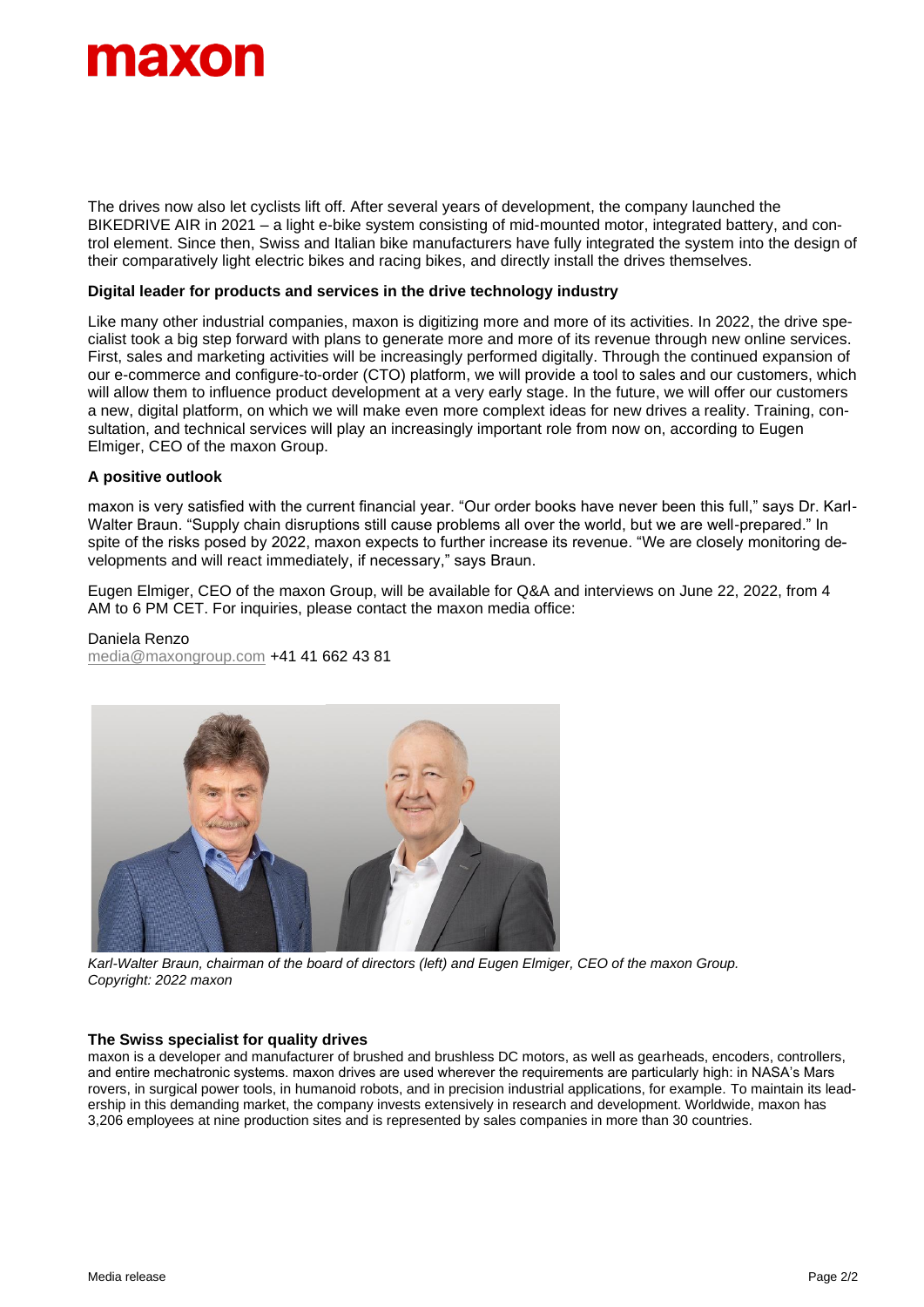The drives now also let cyclists lift off. After several years of development, the company launched the BIKEDRIVE AIR in 2021 – a light e-bike system consisting of mid-mounted motor, integrated battery, and control element. Since then, Swiss and Italian bike manufacturers have fully integrated the system into the design of their comparatively light electric bikes and racing bikes, and directly install the drives themselves.

**Digital leader for products and services in the drive technology industry**

Like many other industrial companies, maxon is digitizing more and more of its activities. In 2022, the drive specialist took a big step forward with plans to generate more and more of its revenue through new online services. First, sales and marketing activities will be increasingly performed digitally. Through the continued expansion of our e-commerce and configure-to-order (CTO) platform, we will provide a tool to sales and our customers, which will allow them to influence product development at a very early stage. In the future, we will offer our customers a new, digital platform, on which we will make even more complex ideas for new drives a reality. Training, consultation, and technical services will play an increasingly important role from now on, according to Eugen Elmiger, CEO of the maxon Group.

**A positive outlook**

maxon is very satisfied with the current financial year. "Our order books have never been this full," says Dr. Karl-Walter Braun. "Supply chain disruptions still cause problems all over the world, but we are well-prepared." In spite of the risks posed by 2022, maxon expects to further increase its revenue. "We are closely monitoring developments and will react immediately, if necessary," says Braun.

Eugen Elmiger, CEO of the maxon Group, will be available for Q&A and interviews on June 22, 2022, from 4 AM to 6 PM CET. For inquiries, please contact the maxon media office:

Daniela Renzo
media@maxongroup.com +41 41 662 43 81

*Karl-Walter Braun, chairman of the board of directors (left) and Eugen Elmiger, CEO of the maxon Group. Copyright: 2022 maxon*

**The Swiss specialist for quality drives**

maxon is a developer and manufacturer of brushed and brushless DC motors, as well as gearheads, encoders, controllers, and entire mechatronic systems. maxon drives are used wherever the requirements are particularly high: in NASA's Mars rovers, in surgical power tools, in humanoid robots, and in precision industrial applications, for example. To maintain its leadership in this demanding market, the company invests extensively in research and development. Worldwide, maxon has 3,206 employees at nine production sites and is represented by sales companies in more than 30 countries.